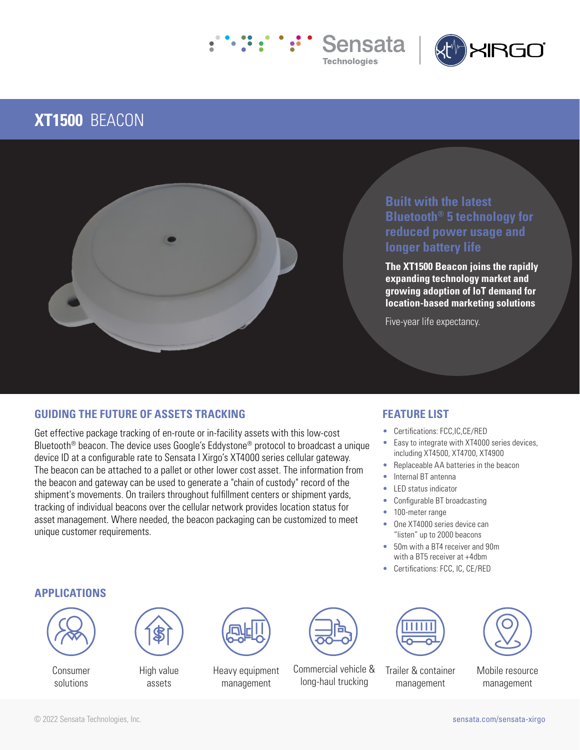# XT1500 BEACON

## Built with the latest Bluetooth® 5 technology for reduced power usage and longer battery life

**The XT1500 Beacon joins the rapidly expanding technology market and growing adoption of IoT demand for location-based marketing solutions**

Five-year life expectancy.

## GUIDING THE FUTURE OF ASSETS TRACKING

Get effective package tracking of en-route or in-facility assets with this low-cost Bluetooth® beacon. The device uses Google's Eddystone® protocol to broadcast a unique device ID at a configurable rate to Sensata I Xirgo's XT4000 series cellular gateway. The beacon can be attached to a pallet or other lower cost asset. The information from the beacon and gateway can be used to generate a "chain of custody" record of the shipment's movements. On trailers throughout fulfillment centers or shipment yards, tracking of individual beacons over the cellular network provides location status for asset management. Where needed, the beacon packaging can be customized to meet unique customer requirements.

## FEATURE LIST

- Certifications: FCC,IC,CE/RED
- Easy to integrate with XT4000 series devices, including XT4500, XT4700, XT4900
- Replaceable AA batteries in the beacon
- Internal BT antenna
- LED status indicator
- Configurable BT broadcasting
- 100-meter range
- One XT4000 series device can "listen" up to 2000 beacons
- 50m with a BT4 receiver and 90m with a BT5 receiver at +4dbm
- Certifications: FCC, IC, CE/RED

## APPLICATIONS

- Consumer solutions
- High value assets
- Heavy equipment management
- Commercial vehicle & long-haul trucking
- Trailer & container management
- Mobile resource management

© 2022 Sensata Technologies, Inc.

sensata.com/sensata-xirgo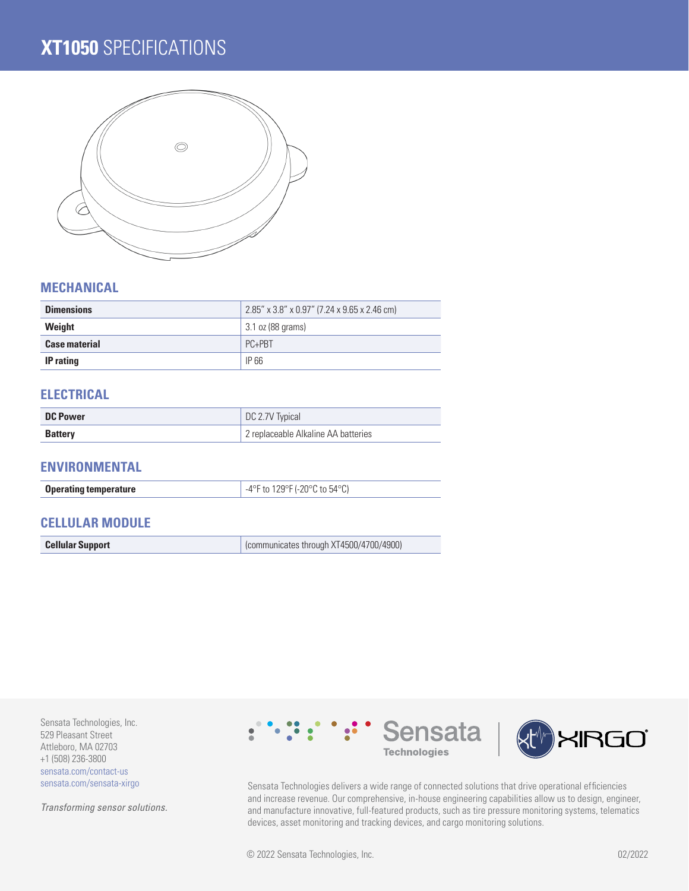# **XT1050** SPECIFICATIONS

## MECHANICAL

| | |
|---|---|
| **Dimensions** | 2.85" x 3.8" x 0.97" (7.24 x 9.65 x 2.46 cm) |
| **Weight** | 3.1 oz (88 grams) |
| **Case material** | PC+PBT |
| **IP rating** | IP 66 |

## ELECTRICAL

| | |
|---|---|
| **DC Power** | DC 2.7V Typical |
| **Battery** | 2 replaceable Alkaline AA batteries |

## ENVIRONMENTAL

| | |
|---|---|
| **Operating temperature** | -4°F to 129°F (-20°C to 54°C) |

## CELLULAR MODULE

| | |
|---|---|
| **Cellular Support** | (communicates through XT4500/4700/4900) |

Sensata Technologies, Inc.
529 Pleasant Street
Attleboro, MA 02703
+1 (508) 236-3800
sensata.com/contact-us
sensata.com/sensata-xirgo

*Transforming sensor solutions.*

Sensata Technologies | XIRGO

Sensata Technologies delivers a wide range of connected solutions that drive operational efficiencies and increase revenue. Our comprehensive, in-house engineering capabilities allow us to design, engineer, and manufacture innovative, full-featured products, such as tire pressure monitoring systems, telematics devices, asset monitoring and tracking devices, and cargo monitoring solutions.

© 2022 Sensata Technologies, Inc. 02/2022